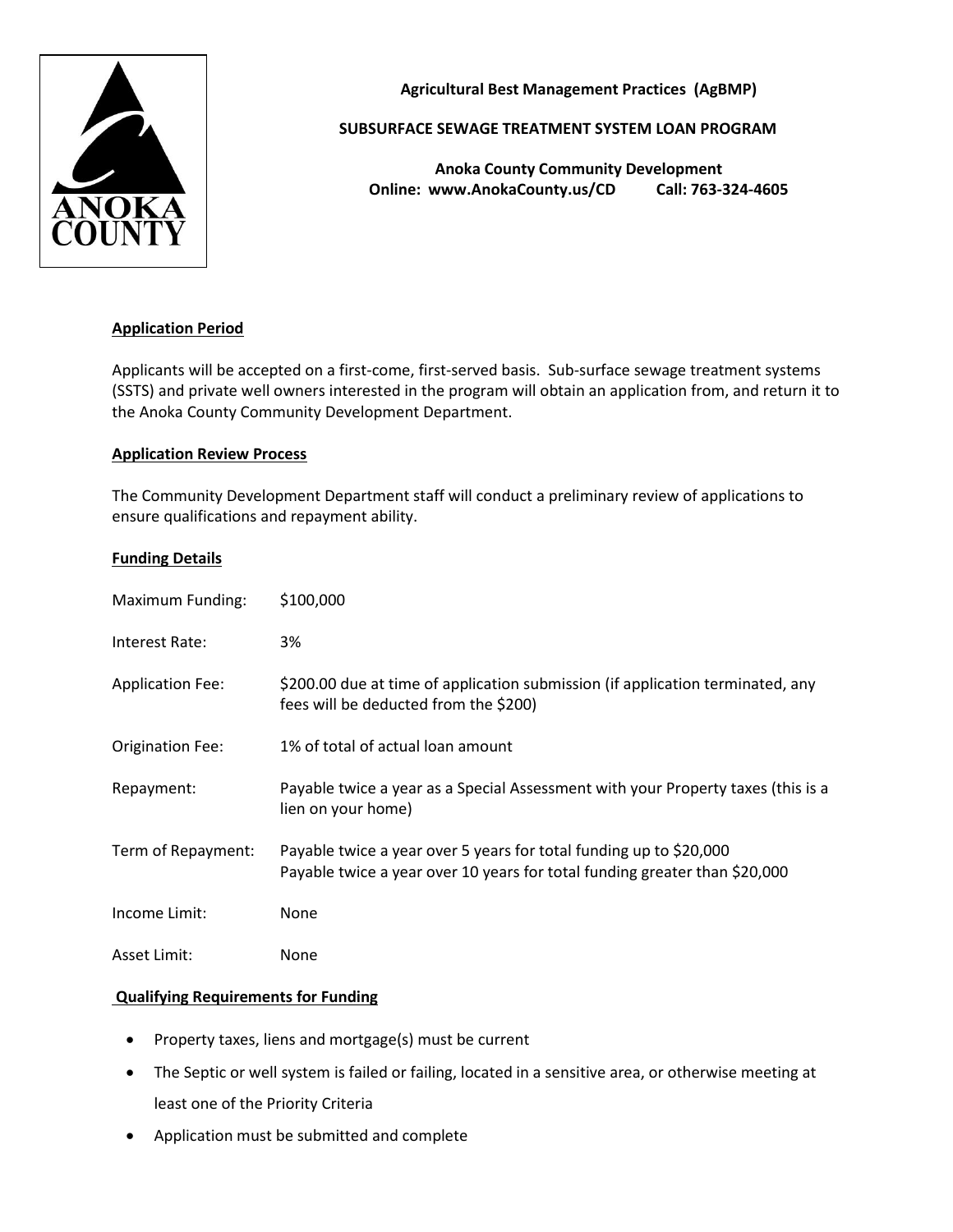**Agricultural Best Management Practices (AgBMP)**

**SUBSURFACE SEWAGE TREATMENT SYSTEM LOAN PROGRAM**

**Anoka County Community Development**
**Online: www.AnokaCounty.us/CD Call: 763-324-4605**

## Application Period

Applicants will be accepted on a first-come, first-served basis. Sub-surface sewage treatment systems (SSTS) and private well owners interested in the program will obtain an application from, and return it to the Anoka County Community Development Department.

## Application Review Process

The Community Development Department staff will conduct a preliminary review of applications to ensure qualifications and repayment ability.

## Funding Details

| | |
|---|---|
| Maximum Funding: | \$100,000 |
| Interest Rate: | 3% |
| Application Fee: | \$200.00 due at time of application submission (if application terminated, any fees will be deducted from the \$200) |
| Origination Fee: | 1% of total of actual loan amount |
| Repayment: | Payable twice a year as a Special Assessment with your Property taxes (this is a lien on your home) |
| Term of Repayment: | Payable twice a year over 5 years for total funding up to \$20,000<br>Payable twice a year over 10 years for total funding greater than \$20,000 |
| Income Limit: | None |
| Asset Limit: | None |

## Qualifying Requirements for Funding

- Property taxes, liens and mortgage(s) must be current
- The Septic or well system is failed or failing, located in a sensitive area, or otherwise meeting at least one of the Priority Criteria
- Application must be submitted and complete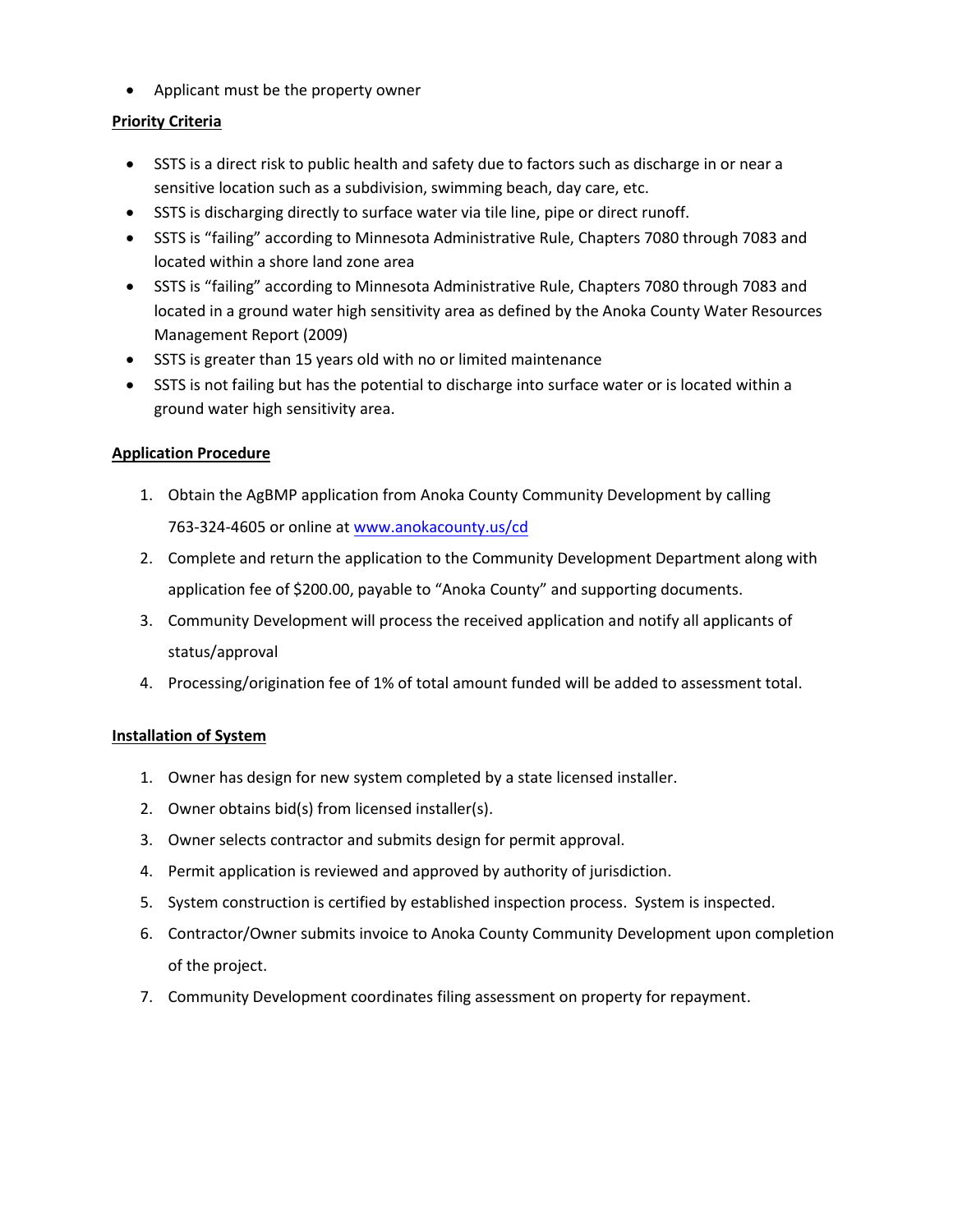- Applicant must be the property owner

**Priority Criteria**

- SSTS is a direct risk to public health and safety due to factors such as discharge in or near a sensitive location such as a subdivision, swimming beach, day care, etc.
- SSTS is discharging directly to surface water via tile line, pipe or direct runoff.
- SSTS is "failing" according to Minnesota Administrative Rule, Chapters 7080 through 7083 and located within a shore land zone area
- SSTS is "failing" according to Minnesota Administrative Rule, Chapters 7080 through 7083 and located in a ground water high sensitivity area as defined by the Anoka County Water Resources Management Report (2009)
- SSTS is greater than 15 years old with no or limited maintenance
- SSTS is not failing but has the potential to discharge into surface water or is located within a ground water high sensitivity area.

**Application Procedure**

1. Obtain the AgBMP application from Anoka County Community Development by calling 763-324-4605 or online at www.anokacounty.us/cd
2. Complete and return the application to the Community Development Department along with application fee of $200.00, payable to "Anoka County" and supporting documents.
3. Community Development will process the received application and notify all applicants of status/approval
4. Processing/origination fee of 1% of total amount funded will be added to assessment total.

**Installation of System**

1. Owner has design for new system completed by a state licensed installer.
2. Owner obtains bid(s) from licensed installer(s).
3. Owner selects contractor and submits design for permit approval.
4. Permit application is reviewed and approved by authority of jurisdiction.
5. System construction is certified by established inspection process. System is inspected.
6. Contractor/Owner submits invoice to Anoka County Community Development upon completion of the project.
7. Community Development coordinates filing assessment on property for repayment.